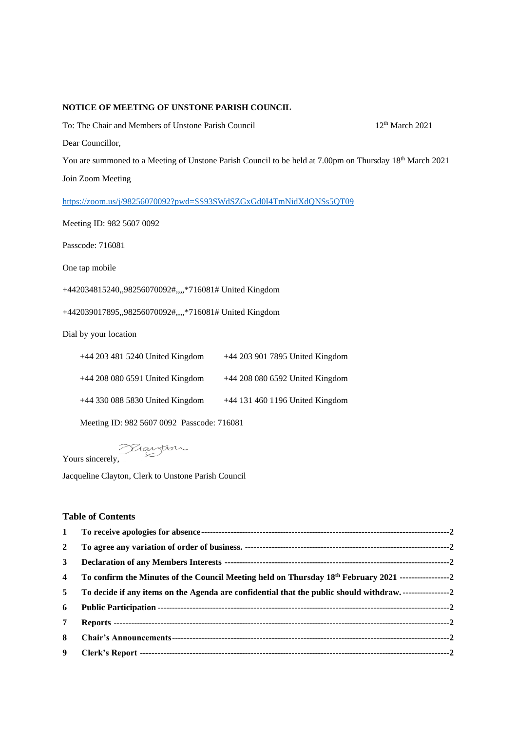**NOTICE OF MEETING OF UNSTONE PARISH COUNCIL**

To: The Chair and Members of Unstone Parish Council 12th March 2021

Dear Councillor,

You are summoned to a Meeting of Unstone Parish Council to be held at 7.00pm on Thursday 18th March 2021

Join Zoom Meeting

https://zoom.us/j/98256070092?pwd=SS93SWdSZGxGd0I4TmNidXdQNSs5QT09

Meeting ID: 982 5607 0092

Passcode: 716081

One tap mobile

+442034815240,,98256070092#,,,,*716081# United Kingdom

+442039017895,,98256070092#,,,,*716081# United Kingdom

Dial by your location

+44 203 481 5240 United Kingdom +44 203 901 7895 United Kingdom

+44 208 080 6591 United Kingdom +44 208 080 6592 United Kingdom

+44 330 088 5830 United Kingdom +44 131 460 1196 United Kingdom

Meeting ID: 982 5607 0092 Passcode: 716081

Yours sincerely,

Jacqueline Clayton, Clerk to Unstone Parish Council

## Table of Contents

| | | |
|---|---|---|
| **1** | **To receive apologies for absence** | **2** |
| **2** | **To agree any variation of order of business.** | **2** |
| **3** | **Declaration of any Members Interests** | **2** |
| **4** | **To confirm the Minutes of the Council Meeting held on Thursday 18th February 2021** | **2** |
| **5** | **To decide if any items on the Agenda are confidential that the public should withdraw.** | **2** |
| **6** | **Public Participation** | **2** |
| **7** | **Reports** | **2** |
| **8** | **Chair's Announcements** | **2** |
| **9** | **Clerk's Report** | **2** |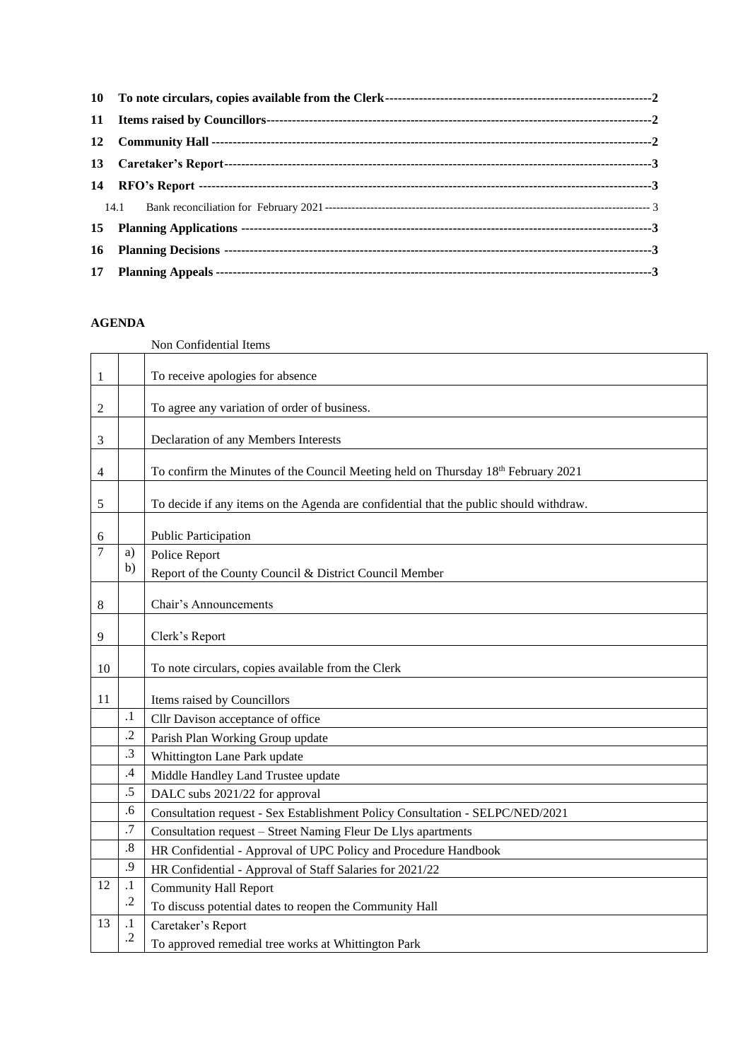| | | |
|---|---|---|
| **10** | **To note circulars, copies available from the Clerk** | **2** |
| **11** | **Items raised by Councillors** | **2** |
| **12** | **Community Hall** | **2** |
| **13** | **Caretaker's Report** | **3** |
| **14** | **RFO's Report** | **3** |
| 14.1 | Bank reconciliation for February 2021 | 3 |
| **15** | **Planning Applications** | **3** |
| **16** | **Planning Decisions** | **3** |
| **17** | **Planning Appeals** | **3** |

**AGENDA**

| | | Non Confidential Items |
|---|---|---|
| 1 | | To receive apologies for absence |
| 2 | | To agree any variation of order of business. |
| 3 | | Declaration of any Members Interests |
| 4 | | To confirm the Minutes of the Council Meeting held on Thursday 18th February 2021 |
| 5 | | To decide if any items on the Agenda are confidential that the public should withdraw. |
| 6 | | Public Participation |
| 7 | a)<br>b) | Police Report<br>Report of the County Council & District Council Member |
| 8 | | Chair's Announcements |
| 9 | | Clerk's Report |
| 10 | | To note circulars, copies available from the Clerk |
| 11 | | Items raised by Councillors |
| | .1 | Cllr Davison acceptance of office |
| | .2 | Parish Plan Working Group update |
| | .3 | Whittington Lane Park update |
| | .4 | Middle Handley Land Trustee update |
| | .5 | DALC subs 2021/22 for approval |
| | .6 | Consultation request - Sex Establishment Policy Consultation - SELPC/NED/2021 |
| | .7 | Consultation request – Street Naming Fleur De Llys apartments |
| | .8 | HR Confidential - Approval of UPC Policy and Procedure Handbook |
| | .9 | HR Confidential - Approval of Staff Salaries for 2021/22 |
| 12 | .1<br>.2 | Community Hall Report<br>To discuss potential dates to reopen the Community Hall |
| 13 | .1<br>.2 | Caretaker's Report<br>To approved remedial tree works at Whittington Park |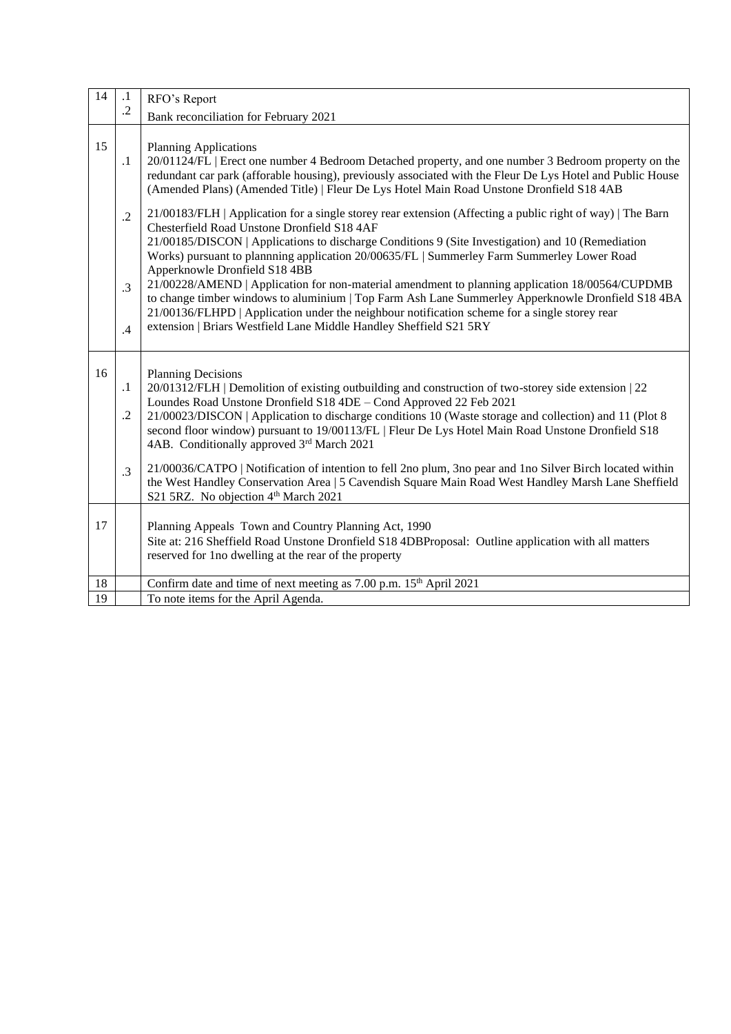| | | |
|---|---|---|
| 14 | .1<br>.2 | RFO's Report<br>Bank reconciliation for February 2021 |
| 15 | <br>.1<br><br>.2<br><br>.3<br><br>.4 | Planning Applications<br>20/01124/FL \| Erect one number 4 Bedroom Detached property, and one number 3 Bedroom property on the redundant car park (afforable housing), previously associated with the Fleur De Lys Hotel and Public House (Amended Plans) (Amended Title) \| Fleur De Lys Hotel Main Road Unstone Dronfield S18 4AB<br>21/00183/FLH \| Application for a single storey rear extension (Affecting a public right of way) \| The Barn Chesterfield Road Unstone Dronfield S18 4AF<br>21/00185/DISCON \| Applications to discharge Conditions 9 (Site Investigation) and 10 (Remediation Works) pursuant to plannning application 20/00635/FL \| Summerley Farm Summerley Lower Road Apperknowle Dronfield S18 4BB<br>21/00228/AMEND \| Application for non-material amendment to planning application 18/00564/CUPDMB to change timber windows to aluminium \| Top Farm Ash Lane Summerley Apperknowle Dronfield S18 4BA<br>21/00136/FLHPD \| Application under the neighbour notification scheme for a single storey rear extension \| Briars Westfield Lane Middle Handley Sheffield S21 5RY |
| 16 | <br>.1<br><br>.2<br><br>.3 | Planning Decisions<br>20/01312/FLH \| Demolition of existing outbuilding and construction of two-storey side extension \| 22 Loundes Road Unstone Dronfield S18 4DE – Cond Approved 22 Feb 2021<br>21/00023/DISCON \| Application to discharge conditions 10 (Waste storage and collection) and 11 (Plot 8 second floor window) pursuant to 19/00113/FL \| Fleur De Lys Hotel Main Road Unstone Dronfield S18 4AB. Conditionally approved 3rd March 2021<br>21/00036/CATPO \| Notification of intention to fell 2no plum, 3no pear and 1no Silver Birch located within the West Handley Conservation Area \| 5 Cavendish Square Main Road West Handley Marsh Lane Sheffield S21 5RZ. No objection 4th March 2021 |
| 17 | | Planning Appeals Town and Country Planning Act, 1990<br>Site at: 216 Sheffield Road Unstone Dronfield S18 4DBProposal: Outline application with all matters reserved for 1no dwelling at the rear of the property |
| 18 | | Confirm date and time of next meeting as 7.00 p.m. 15th April 2021 |
| 19 | | To note items for the April Agenda. |